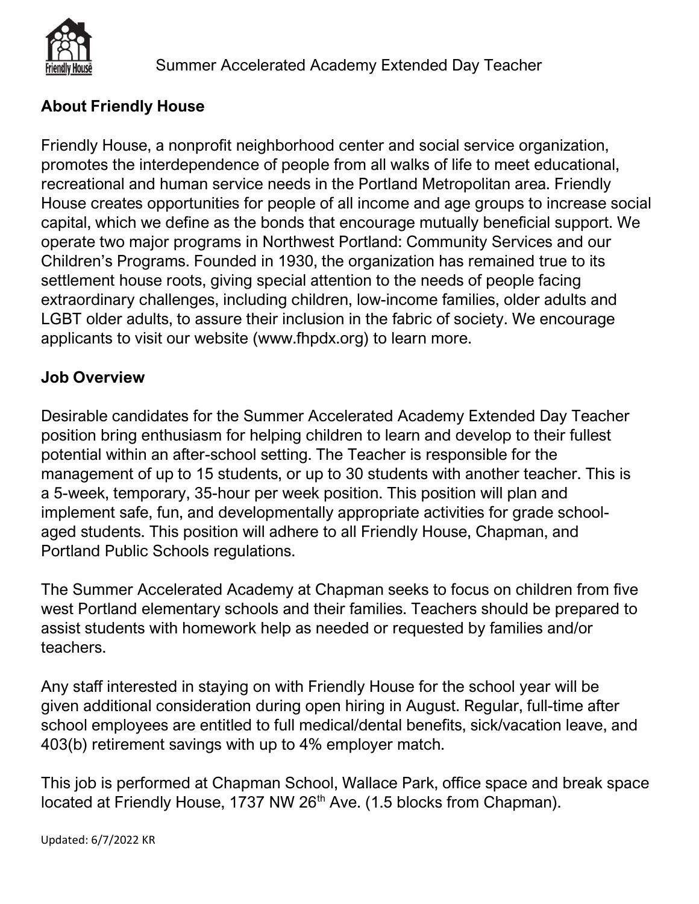# Summer Accelerated Academy Extended Day Teacher

## About Friendly House

Friendly House, a nonprofit neighborhood center and social service organization, promotes the interdependence of people from all walks of life to meet educational, recreational and human service needs in the Portland Metropolitan area. Friendly House creates opportunities for people of all income and age groups to increase social capital, which we define as the bonds that encourage mutually beneficial support. We operate two major programs in Northwest Portland: Community Services and our Children's Programs. Founded in 1930, the organization has remained true to its settlement house roots, giving special attention to the needs of people facing extraordinary challenges, including children, low-income families, older adults and LGBT older adults, to assure their inclusion in the fabric of society. We encourage applicants to visit our website (www.fhpdx.org) to learn more.

## Job Overview

Desirable candidates for the Summer Accelerated Academy Extended Day Teacher position bring enthusiasm for helping children to learn and develop to their fullest potential within an after-school setting. The Teacher is responsible for the management of up to 15 students, or up to 30 students with another teacher. This is a 5-week, temporary, 35-hour per week position. This position will plan and implement safe, fun, and developmentally appropriate activities for grade school-aged students. This position will adhere to all Friendly House, Chapman, and Portland Public Schools regulations.

The Summer Accelerated Academy at Chapman seeks to focus on children from five west Portland elementary schools and their families. Teachers should be prepared to assist students with homework help as needed or requested by families and/or teachers.

Any staff interested in staying on with Friendly House for the school year will be given additional consideration during open hiring in August. Regular, full-time after school employees are entitled to full medical/dental benefits, sick/vacation leave, and 403(b) retirement savings with up to 4% employer match.

This job is performed at Chapman School, Wallace Park, office space and break space located at Friendly House, 1737 NW 26th Ave. (1.5 blocks from Chapman).

Updated: 6/7/2022 KR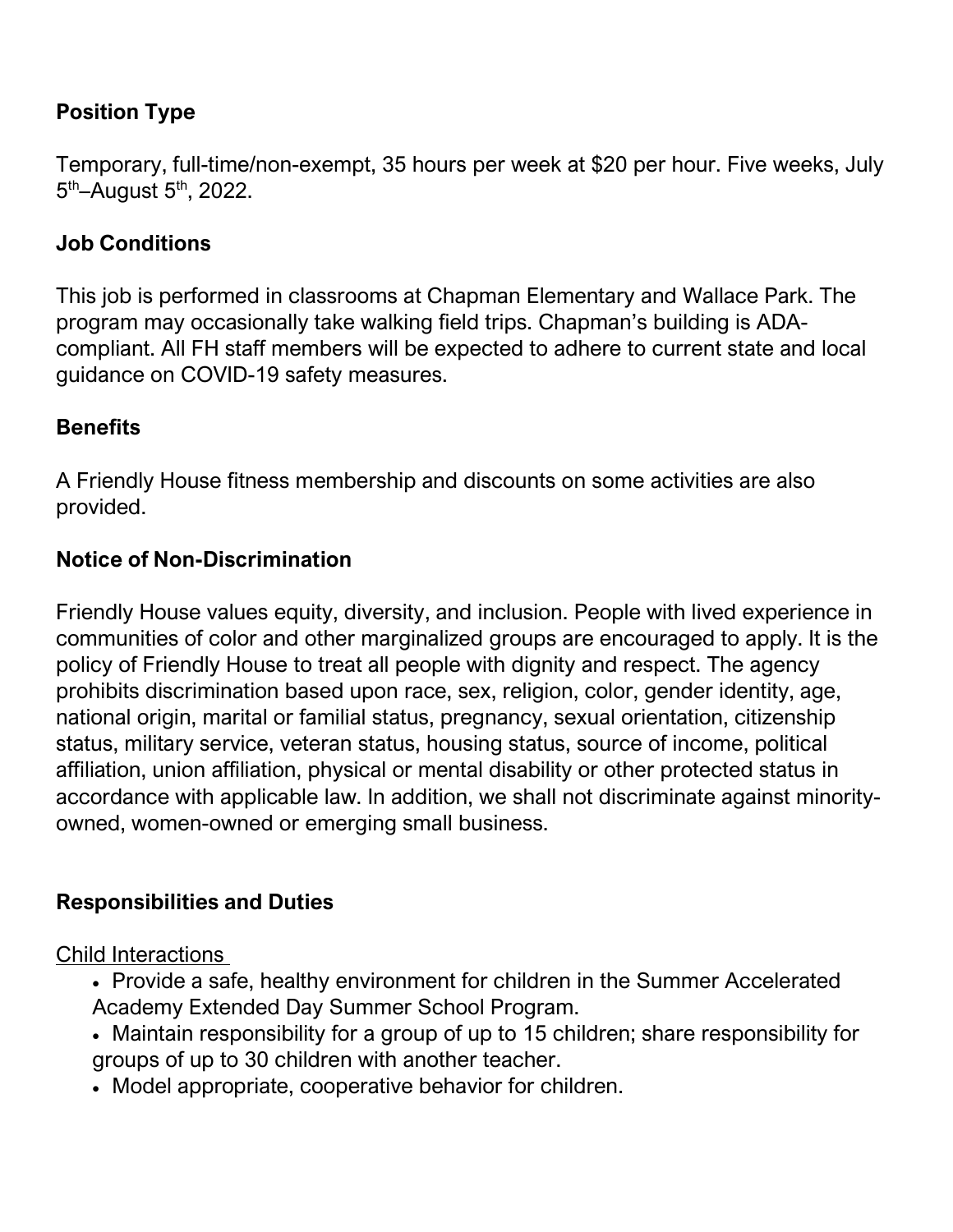### Position Type

Temporary, full-time/non-exempt, 35 hours per week at $20 per hour. Five weeks, July 5th–August 5th, 2022.

### Job Conditions

This job is performed in classrooms at Chapman Elementary and Wallace Park. The program may occasionally take walking field trips. Chapman's building is ADA-compliant. All FH staff members will be expected to adhere to current state and local guidance on COVID-19 safety measures.

### Benefits

A Friendly House fitness membership and discounts on some activities are also provided.

### Notice of Non-Discrimination

Friendly House values equity, diversity, and inclusion. People with lived experience in communities of color and other marginalized groups are encouraged to apply. It is the policy of Friendly House to treat all people with dignity and respect. The agency prohibits discrimination based upon race, sex, religion, color, gender identity, age, national origin, marital or familial status, pregnancy, sexual orientation, citizenship status, military service, veteran status, housing status, source of income, political affiliation, union affiliation, physical or mental disability or other protected status in accordance with applicable law. In addition, we shall not discriminate against minority-owned, women-owned or emerging small business.

### Responsibilities and Duties

<u>Child Interactions</u>

- Provide a safe, healthy environment for children in the Summer Accelerated Academy Extended Day Summer School Program.
- Maintain responsibility for a group of up to 15 children; share responsibility for groups of up to 30 children with another teacher.
- Model appropriate, cooperative behavior for children.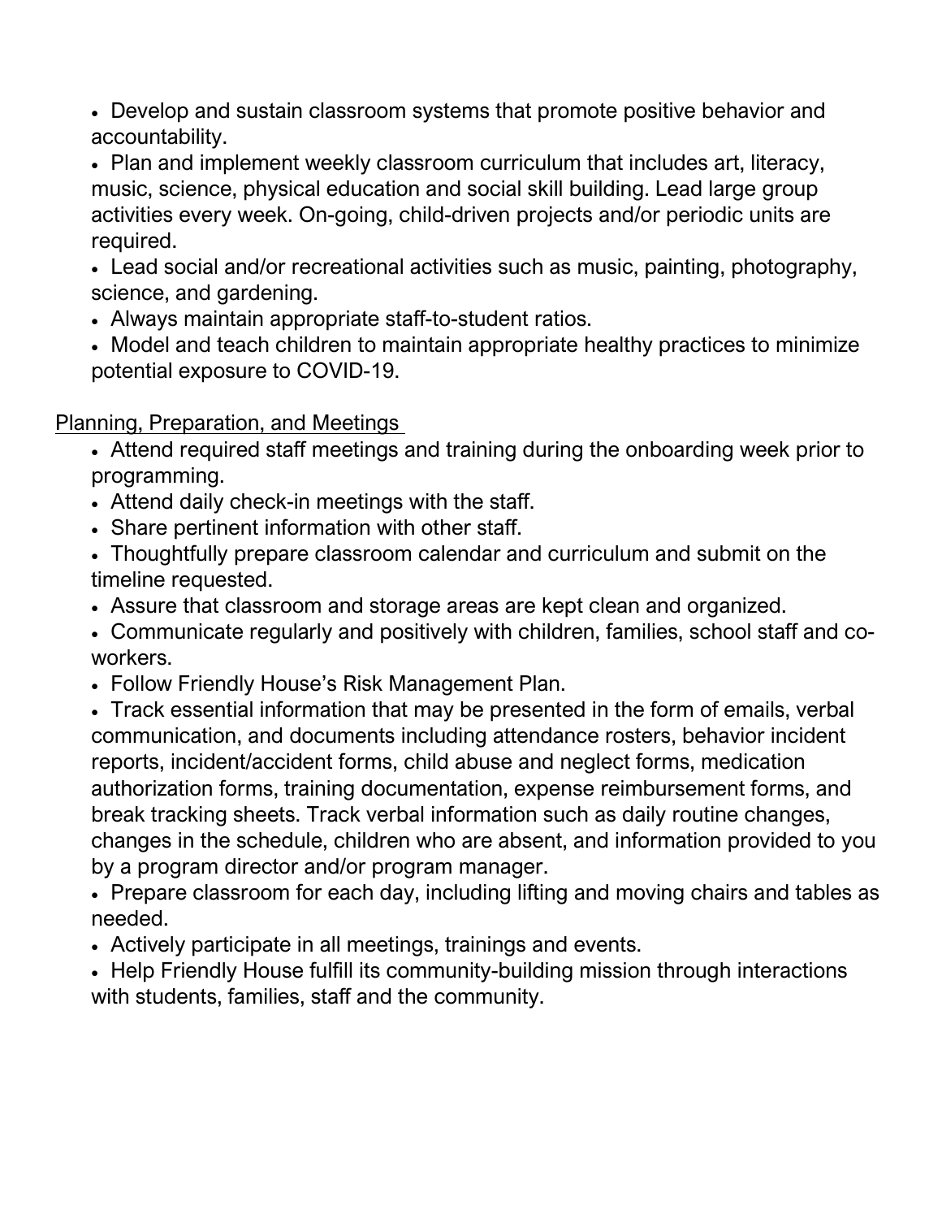- Develop and sustain classroom systems that promote positive behavior and accountability.
- Plan and implement weekly classroom curriculum that includes art, literacy, music, science, physical education and social skill building. Lead large group activities every week. On-going, child-driven projects and/or periodic units are required.
- Lead social and/or recreational activities such as music, painting, photography, science, and gardening.
- Always maintain appropriate staff-to-student ratios.
- Model and teach children to maintain appropriate healthy practices to minimize potential exposure to COVID-19.

Planning, Preparation, and Meetings

- Attend required staff meetings and training during the onboarding week prior to programming.
- Attend daily check-in meetings with the staff.
- Share pertinent information with other staff.
- Thoughtfully prepare classroom calendar and curriculum and submit on the timeline requested.
- Assure that classroom and storage areas are kept clean and organized.
- Communicate regularly and positively with children, families, school staff and co-workers.
- Follow Friendly House's Risk Management Plan.
- Track essential information that may be presented in the form of emails, verbal communication, and documents including attendance rosters, behavior incident reports, incident/accident forms, child abuse and neglect forms, medication authorization forms, training documentation, expense reimbursement forms, and break tracking sheets. Track verbal information such as daily routine changes, changes in the schedule, children who are absent, and information provided to you by a program director and/or program manager.
- Prepare classroom for each day, including lifting and moving chairs and tables as needed.
- Actively participate in all meetings, trainings and events.
- Help Friendly House fulfill its community-building mission through interactions with students, families, staff and the community.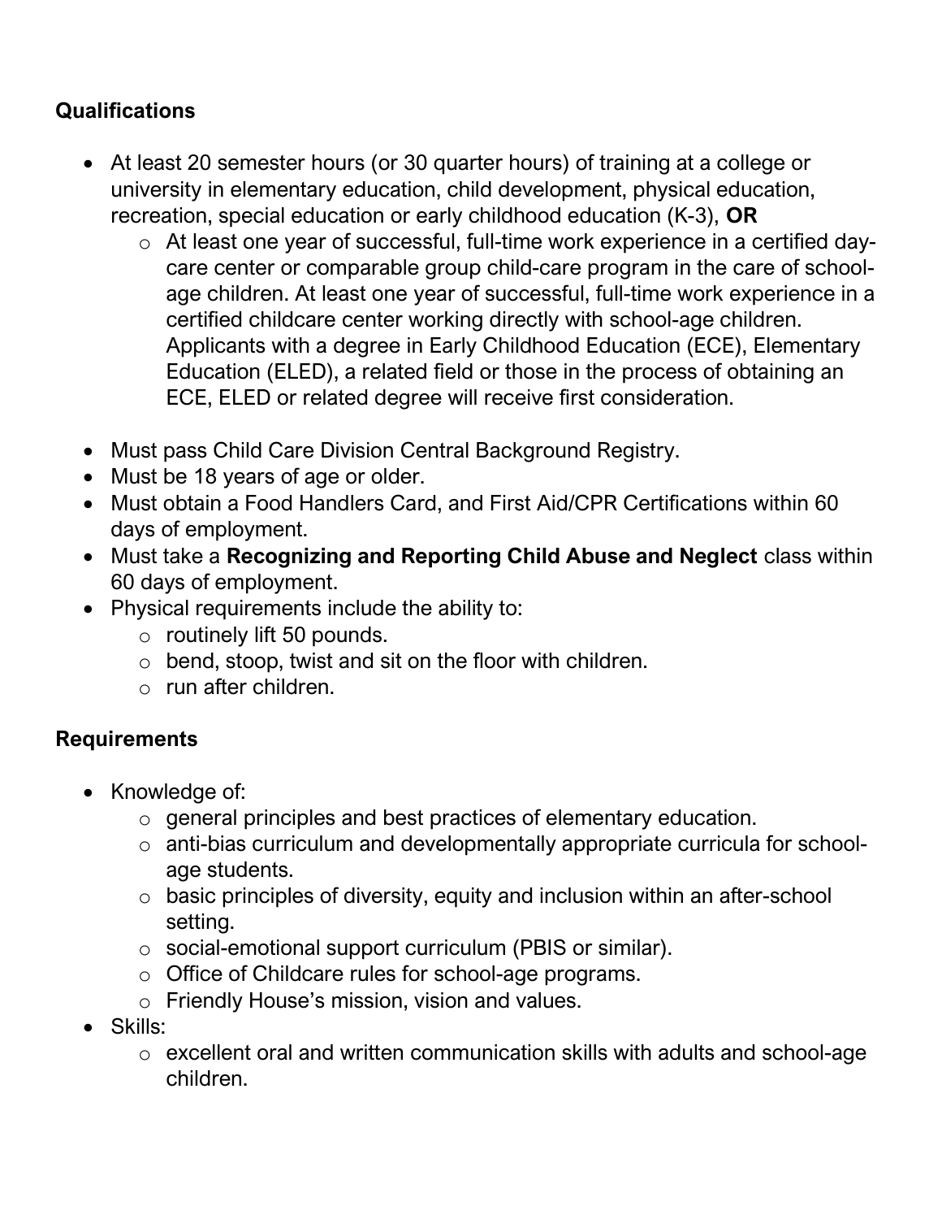## Qualifications

- At least 20 semester hours (or 30 quarter hours) of training at a college or university in elementary education, child development, physical education, recreation, special education or early childhood education (K-3), **OR**
    - At least one year of successful, full-time work experience in a certified day-care center or comparable group child-care program in the care of school-age children. At least one year of successful, full-time work experience in a certified childcare center working directly with school-age children. Applicants with a degree in Early Childhood Education (ECE), Elementary Education (ELED), a related field or those in the process of obtaining an ECE, ELED or related degree will receive first consideration.

- Must pass Child Care Division Central Background Registry.
- Must be 18 years of age or older.
- Must obtain a Food Handlers Card, and First Aid/CPR Certifications within 60 days of employment.
- Must take a **Recognizing and Reporting Child Abuse and Neglect** class within 60 days of employment.
- Physical requirements include the ability to:
    - routinely lift 50 pounds.
    - bend, stoop, twist and sit on the floor with children.
    - run after children.

## Requirements

- Knowledge of:
    - general principles and best practices of elementary education.
    - anti-bias curriculum and developmentally appropriate curricula for school-age students.
    - basic principles of diversity, equity and inclusion within an after-school setting.
    - social-emotional support curriculum (PBIS or similar).
    - Office of Childcare rules for school-age programs.
    - Friendly House's mission, vision and values.
- Skills:
    - excellent oral and written communication skills with adults and school-age children.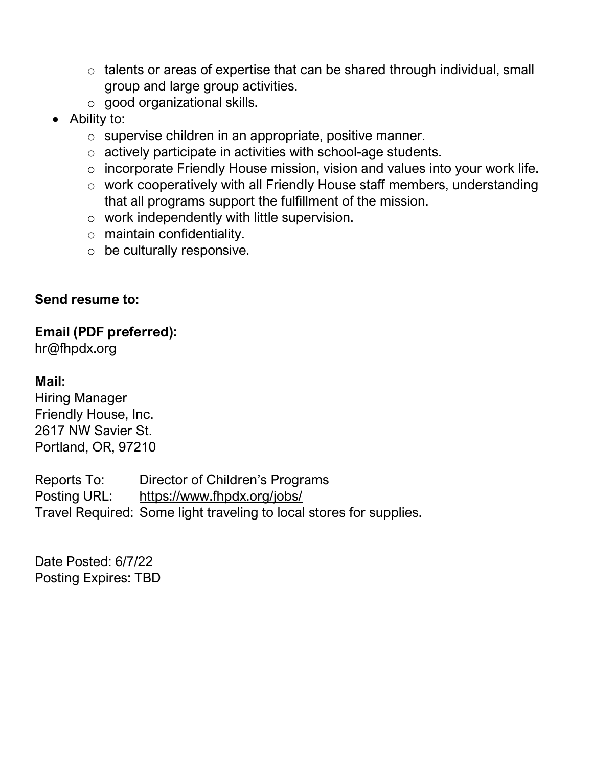- talents or areas of expertise that can be shared through individual, small group and large group activities.
    - good organizational skills.
- Ability to:
    - supervise children in an appropriate, positive manner.
    - actively participate in activities with school-age students.
    - incorporate Friendly House mission, vision and values into your work life.
    - work cooperatively with all Friendly House staff members, understanding that all programs support the fulfillment of the mission.
    - work independently with little supervision.
    - maintain confidentiality.
    - be culturally responsive.

**Send resume to:**

**Email (PDF preferred):**
hr@fhpdx.org

**Mail:**
Hiring Manager
Friendly House, Inc.
2617 NW Savier St.
Portland, OR, 97210

Reports To: Director of Children's Programs
Posting URL: https://www.fhpdx.org/jobs/
Travel Required: Some light traveling to local stores for supplies.

Date Posted: 6/7/22
Posting Expires: TBD